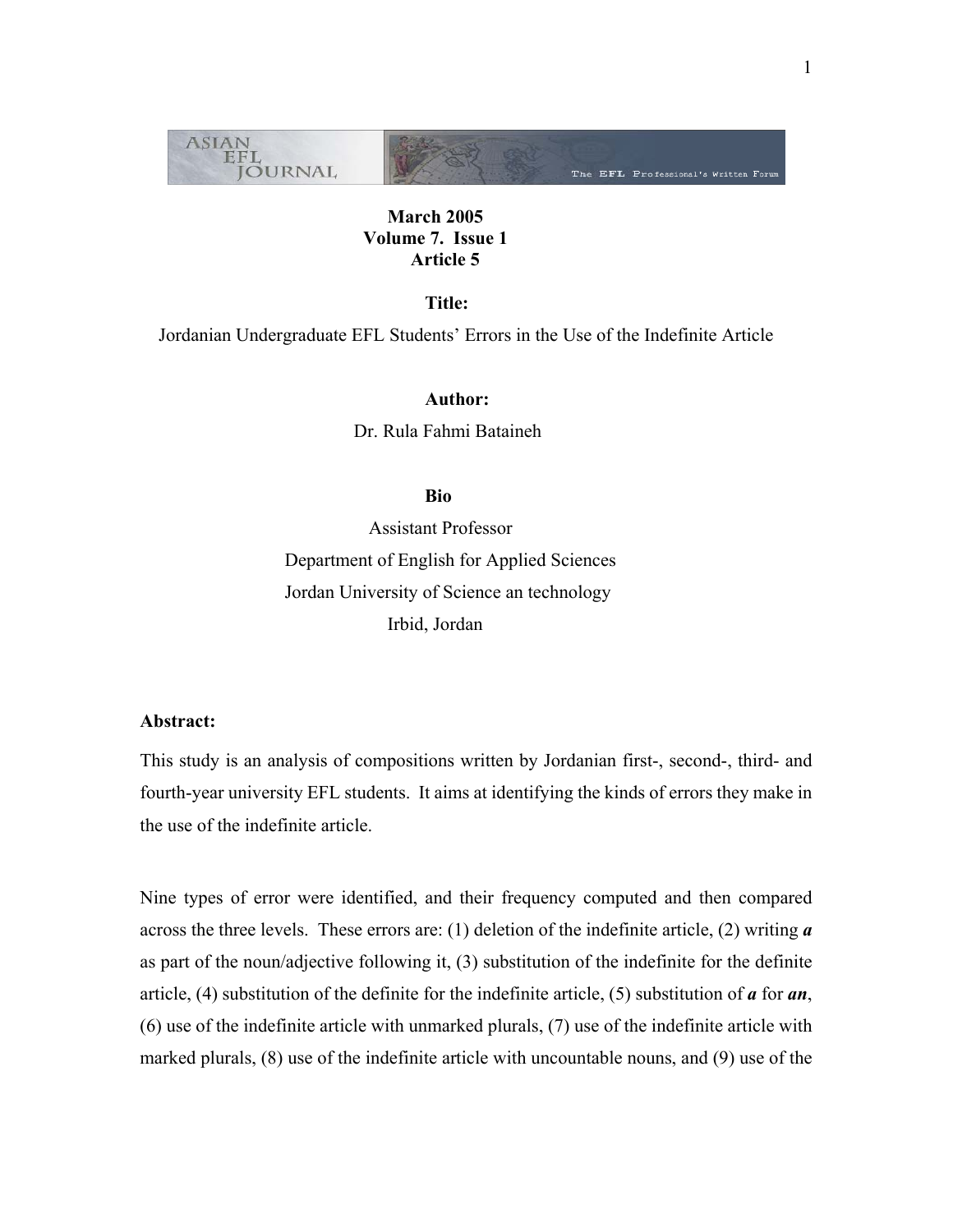**March 2005**
**Volume 7. Issue 1**
**Article 5**

**Title:**

Jordanian Undergraduate EFL Students' Errors in the Use of the Indefinite Article

**Author:**

Dr. Rula Fahmi Bataineh

**Bio**

Assistant Professor
Department of English for Applied Sciences
Jordan University of Science an technology
Irbid, Jordan

**Abstract:**

This study is an analysis of compositions written by Jordanian first-, second-, third- and fourth-year university EFL students. It aims at identifying the kinds of errors they make in the use of the indefinite article.

Nine types of error were identified, and their frequency computed and then compared across the three levels. These errors are: (1) deletion of the indefinite article, (2) writing ***a*** as part of the noun/adjective following it, (3) substitution of the indefinite for the definite article, (4) substitution of the definite for the indefinite article, (5) substitution of ***a*** for ***an***, (6) use of the indefinite article with unmarked plurals, (7) use of the indefinite article with marked plurals, (8) use of the indefinite article with uncountable nouns, and (9) use of the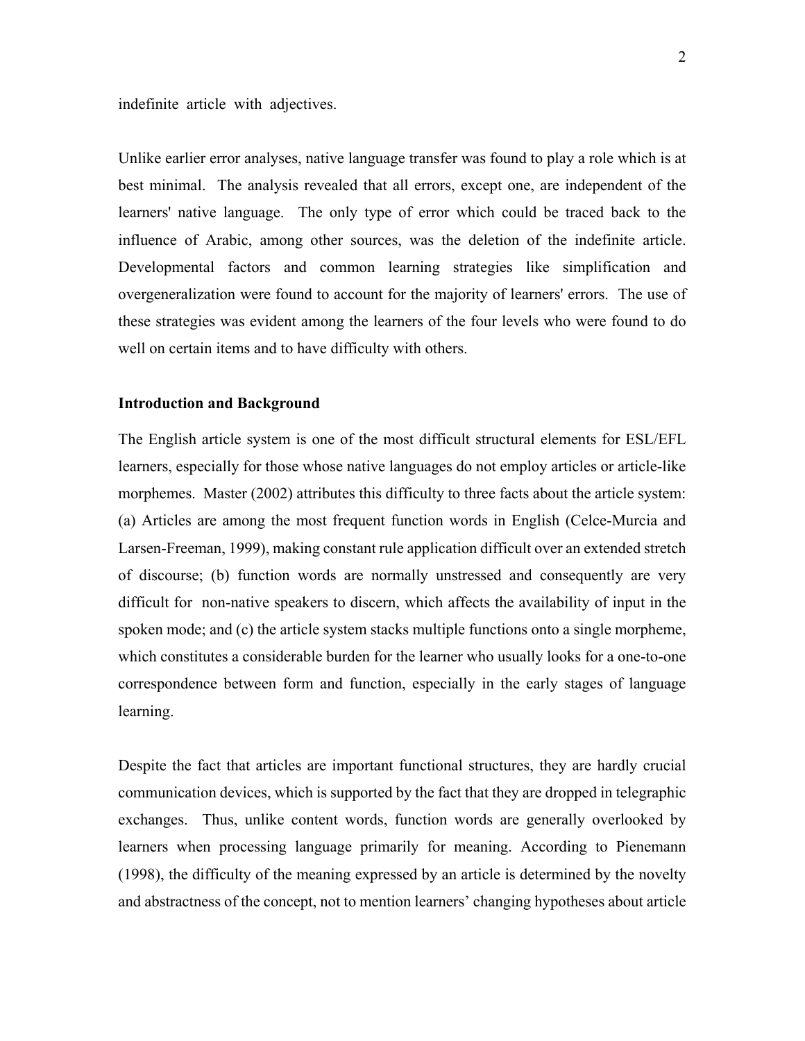indefinite article with adjectives.

Unlike earlier error analyses, native language transfer was found to play a role which is at best minimal. The analysis revealed that all errors, except one, are independent of the learners' native language. The only type of error which could be traced back to the influence of Arabic, among other sources, was the deletion of the indefinite article. Developmental factors and common learning strategies like simplification and overgeneralization were found to account for the majority of learners' errors. The use of these strategies was evident among the learners of the four levels who were found to do well on certain items and to have difficulty with others.

**Introduction and Background**

The English article system is one of the most difficult structural elements for ESL/EFL learners, especially for those whose native languages do not employ articles or article-like morphemes. Master (2002) attributes this difficulty to three facts about the article system: (a) Articles are among the most frequent function words in English (Celce-Murcia and Larsen-Freeman, 1999), making constant rule application difficult over an extended stretch of discourse; (b) function words are normally unstressed and consequently are very difficult for non-native speakers to discern, which affects the availability of input in the spoken mode; and (c) the article system stacks multiple functions onto a single morpheme, which constitutes a considerable burden for the learner who usually looks for a one-to-one correspondence between form and function, especially in the early stages of language learning.

Despite the fact that articles are important functional structures, they are hardly crucial communication devices, which is supported by the fact that they are dropped in telegraphic exchanges. Thus, unlike content words, function words are generally overlooked by learners when processing language primarily for meaning. According to Pienemann (1998), the difficulty of the meaning expressed by an article is determined by the novelty and abstractness of the concept, not to mention learners' changing hypotheses about article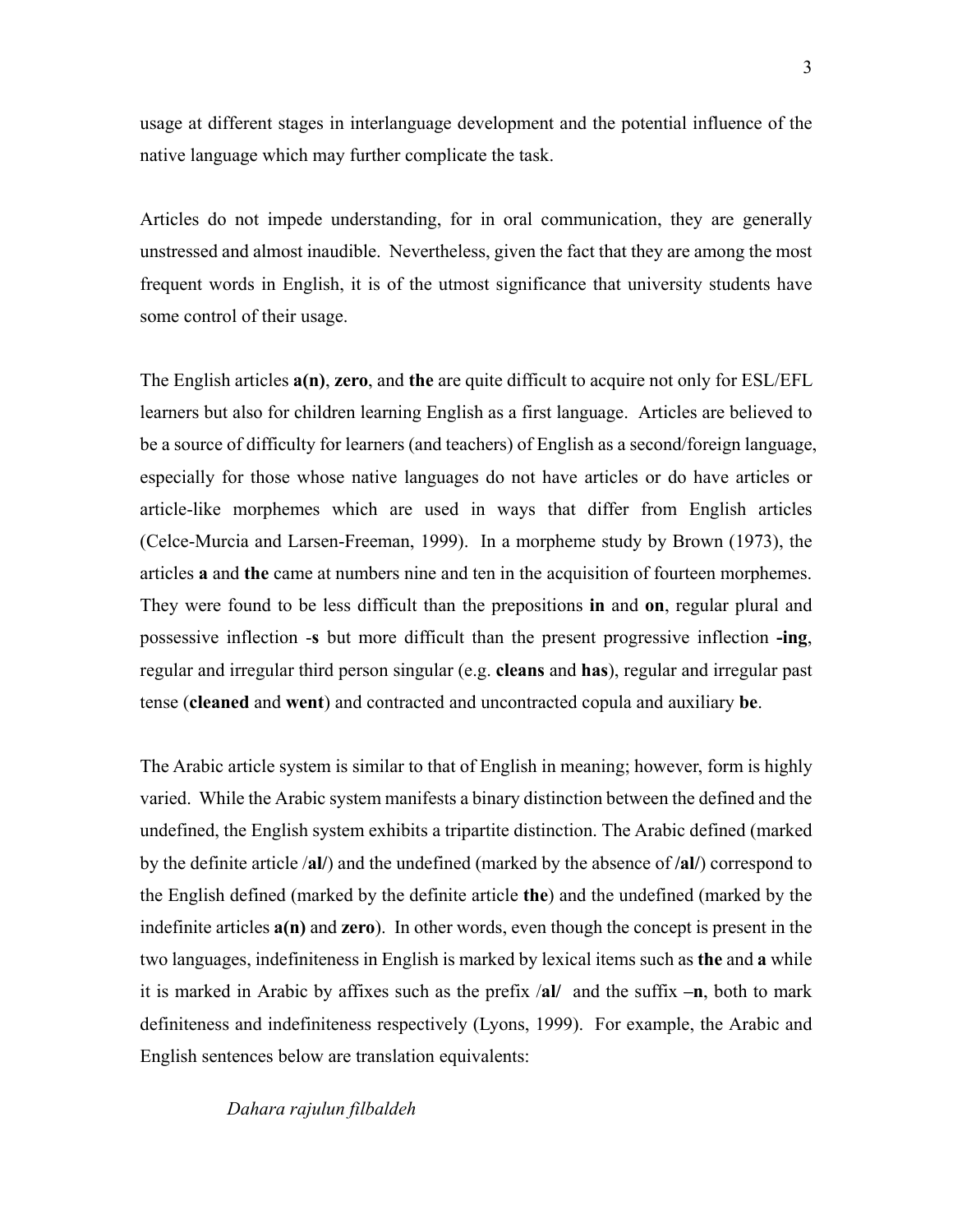usage at different stages in interlanguage development and the potential influence of the native language which may further complicate the task.

Articles do not impede understanding, for in oral communication, they are generally unstressed and almost inaudible. Nevertheless, given the fact that they are among the most frequent words in English, it is of the utmost significance that university students have some control of their usage.

The English articles **a(n)**, **zero**, and **the** are quite difficult to acquire not only for ESL/EFL learners but also for children learning English as a first language. Articles are believed to be a source of difficulty for learners (and teachers) of English as a second/foreign language, especially for those whose native languages do not have articles or do have articles or article-like morphemes which are used in ways that differ from English articles (Celce-Murcia and Larsen-Freeman, 1999). In a morpheme study by Brown (1973), the articles **a** and **the** came at numbers nine and ten in the acquisition of fourteen morphemes. They were found to be less difficult than the prepositions **in** and **on**, regular plural and possessive inflection -**s** but more difficult than the present progressive inflection **-ing**, regular and irregular third person singular (e.g. **cleans** and **has**), regular and irregular past tense (**cleaned** and **went**) and contracted and uncontracted copula and auxiliary **be**.

The Arabic article system is similar to that of English in meaning; however, form is highly varied. While the Arabic system manifests a binary distinction between the defined and the undefined, the English system exhibits a tripartite distinction. The Arabic defined (marked by the definite article /**al**/) and the undefined (marked by the absence of **/al/**) correspond to the English defined (marked by the definite article **the**) and the undefined (marked by the indefinite articles **a(n)** and **zero**). In other words, even though the concept is present in the two languages, indefiniteness in English is marked by lexical items such as **the** and **a** while it is marked in Arabic by affixes such as the prefix /**al/** and the suffix **–n**, both to mark definiteness and indefiniteness respectively (Lyons, 1999). For example, the Arabic and English sentences below are translation equivalents:

*Dahara rajulun filbaldeh*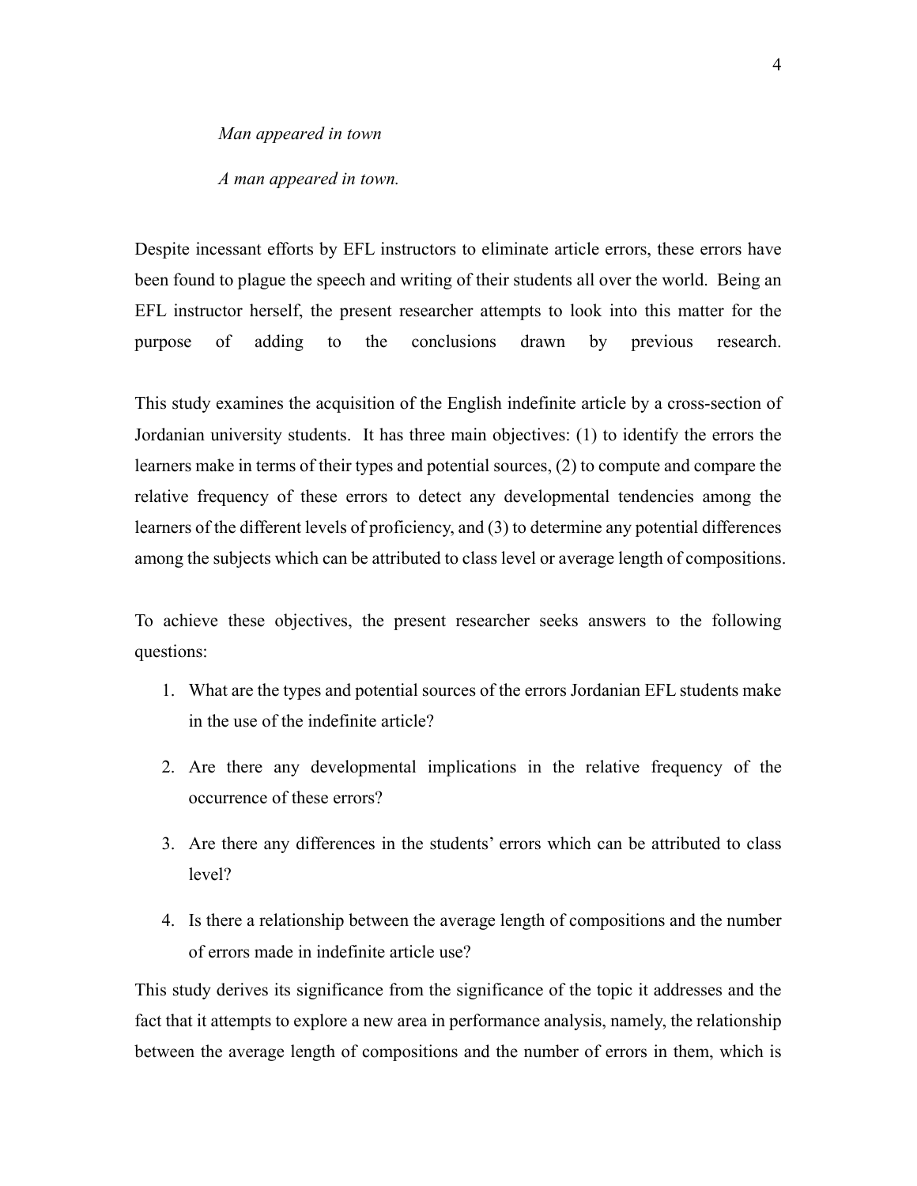*Man appeared in town*

*A man appeared in town.*

Despite incessant efforts by EFL instructors to eliminate article errors, these errors have been found to plague the speech and writing of their students all over the world. Being an EFL instructor herself, the present researcher attempts to look into this matter for the purpose of adding to the conclusions drawn by previous research.

This study examines the acquisition of the English indefinite article by a cross-section of Jordanian university students. It has three main objectives: (1) to identify the errors the learners make in terms of their types and potential sources, (2) to compute and compare the relative frequency of these errors to detect any developmental tendencies among the learners of the different levels of proficiency, and (3) to determine any potential differences among the subjects which can be attributed to class level or average length of compositions.

To achieve these objectives, the present researcher seeks answers to the following questions:

1. What are the types and potential sources of the errors Jordanian EFL students make in the use of the indefinite article?
2. Are there any developmental implications in the relative frequency of the occurrence of these errors?
3. Are there any differences in the students' errors which can be attributed to class level?
4. Is there a relationship between the average length of compositions and the number of errors made in indefinite article use?

This study derives its significance from the significance of the topic it addresses and the fact that it attempts to explore a new area in performance analysis, namely, the relationship between the average length of compositions and the number of errors in them, which is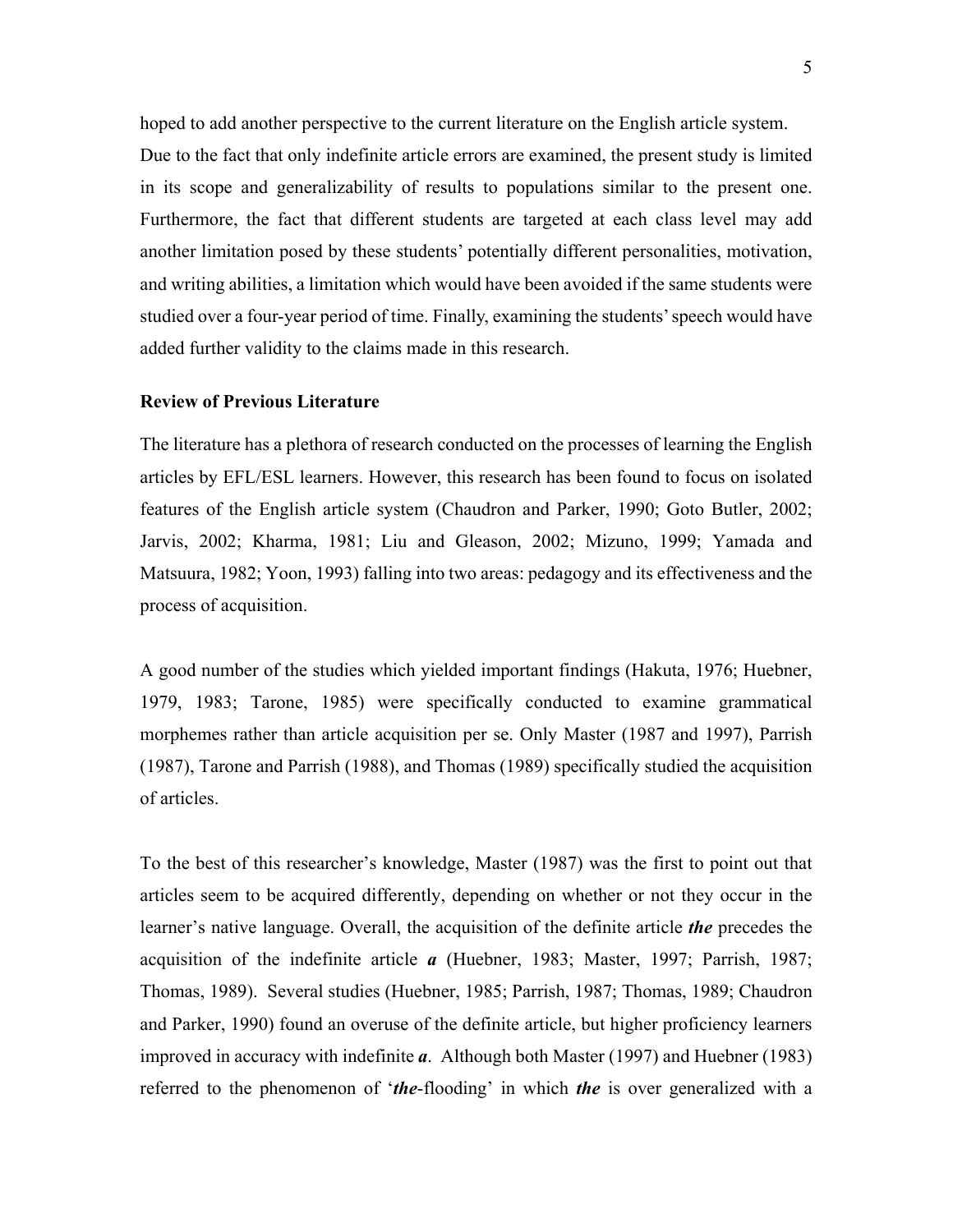hoped to add another perspective to the current literature on the English article system. Due to the fact that only indefinite article errors are examined, the present study is limited in its scope and generalizability of results to populations similar to the present one. Furthermore, the fact that different students are targeted at each class level may add another limitation posed by these students' potentially different personalities, motivation, and writing abilities, a limitation which would have been avoided if the same students were studied over a four-year period of time. Finally, examining the students' speech would have added further validity to the claims made in this research.

**Review of Previous Literature**

The literature has a plethora of research conducted on the processes of learning the English articles by EFL/ESL learners. However, this research has been found to focus on isolated features of the English article system (Chaudron and Parker, 1990; Goto Butler, 2002; Jarvis, 2002; Kharma, 1981; Liu and Gleason, 2002; Mizuno, 1999; Yamada and Matsuura, 1982; Yoon, 1993) falling into two areas: pedagogy and its effectiveness and the process of acquisition.

A good number of the studies which yielded important findings (Hakuta, 1976; Huebner, 1979, 1983; Tarone, 1985) were specifically conducted to examine grammatical morphemes rather than article acquisition per se. Only Master (1987 and 1997), Parrish (1987), Tarone and Parrish (1988), and Thomas (1989) specifically studied the acquisition of articles.

To the best of this researcher's knowledge, Master (1987) was the first to point out that articles seem to be acquired differently, depending on whether or not they occur in the learner's native language. Overall, the acquisition of the definite article ***the*** precedes the acquisition of the indefinite article ***a*** (Huebner, 1983; Master, 1997; Parrish, 1987; Thomas, 1989). Several studies (Huebner, 1985; Parrish, 1987; Thomas, 1989; Chaudron and Parker, 1990) found an overuse of the definite article, but higher proficiency learners improved in accuracy with indefinite ***a***. Although both Master (1997) and Huebner (1983) referred to the phenomenon of '***the***-flooding' in which ***the*** is over generalized with a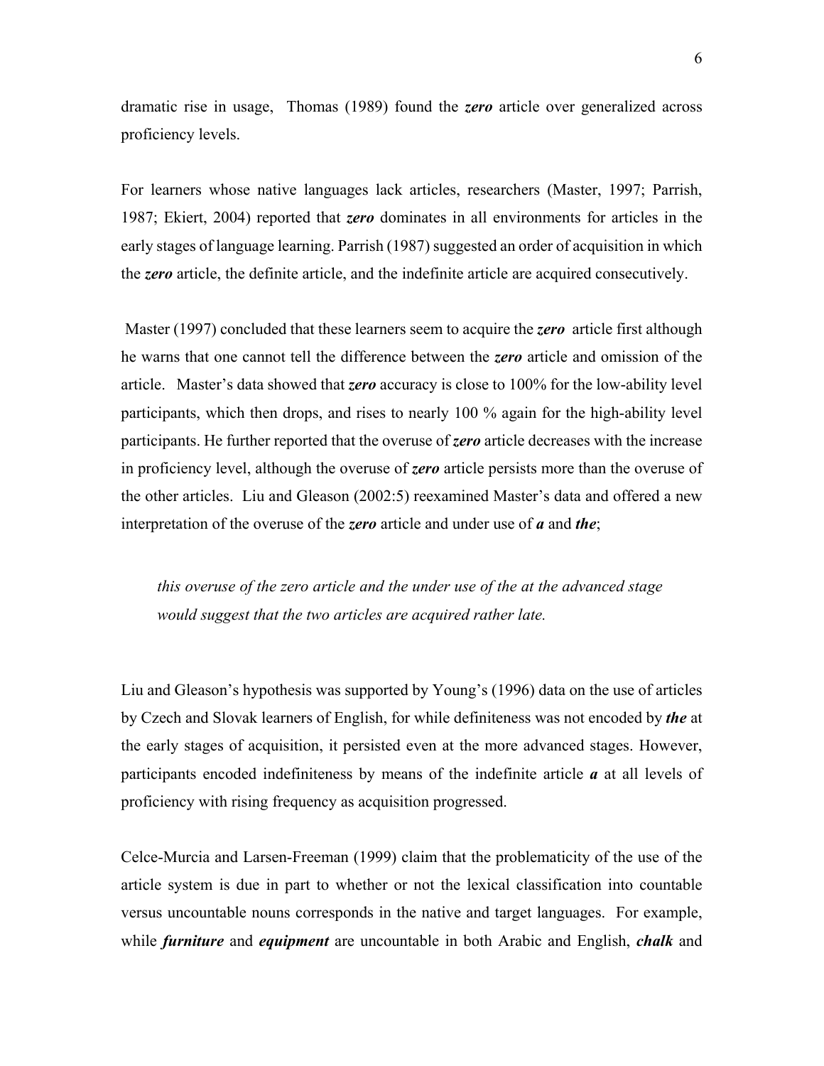dramatic rise in usage, Thomas (1989) found the ***zero*** article over generalized across proficiency levels.

For learners whose native languages lack articles, researchers (Master, 1997; Parrish, 1987; Ekiert, 2004) reported that ***zero*** dominates in all environments for articles in the early stages of language learning. Parrish (1987) suggested an order of acquisition in which the ***zero*** article, the definite article, and the indefinite article are acquired consecutively.

Master (1997) concluded that these learners seem to acquire the ***zero*** article first although he warns that one cannot tell the difference between the ***zero*** article and omission of the article. Master's data showed that ***zero*** accuracy is close to 100% for the low-ability level participants, which then drops, and rises to nearly 100 % again for the high-ability level participants. He further reported that the overuse of ***zero*** article decreases with the increase in proficiency level, although the overuse of ***zero*** article persists more than the overuse of the other articles. Liu and Gleason (2002:5) reexamined Master's data and offered a new interpretation of the overuse of the ***zero*** article and under use of ***a*** and ***the***;

> *this overuse of the zero article and the under use of the at the advanced stage would suggest that the two articles are acquired rather late.*

Liu and Gleason's hypothesis was supported by Young's (1996) data on the use of articles by Czech and Slovak learners of English, for while definiteness was not encoded by ***the*** at the early stages of acquisition, it persisted even at the more advanced stages. However, participants encoded indefiniteness by means of the indefinite article ***a*** at all levels of proficiency with rising frequency as acquisition progressed.

Celce-Murcia and Larsen-Freeman (1999) claim that the problematicity of the use of the article system is due in part to whether or not the lexical classification into countable versus uncountable nouns corresponds in the native and target languages. For example, while ***furniture*** and ***equipment*** are uncountable in both Arabic and English, ***chalk*** and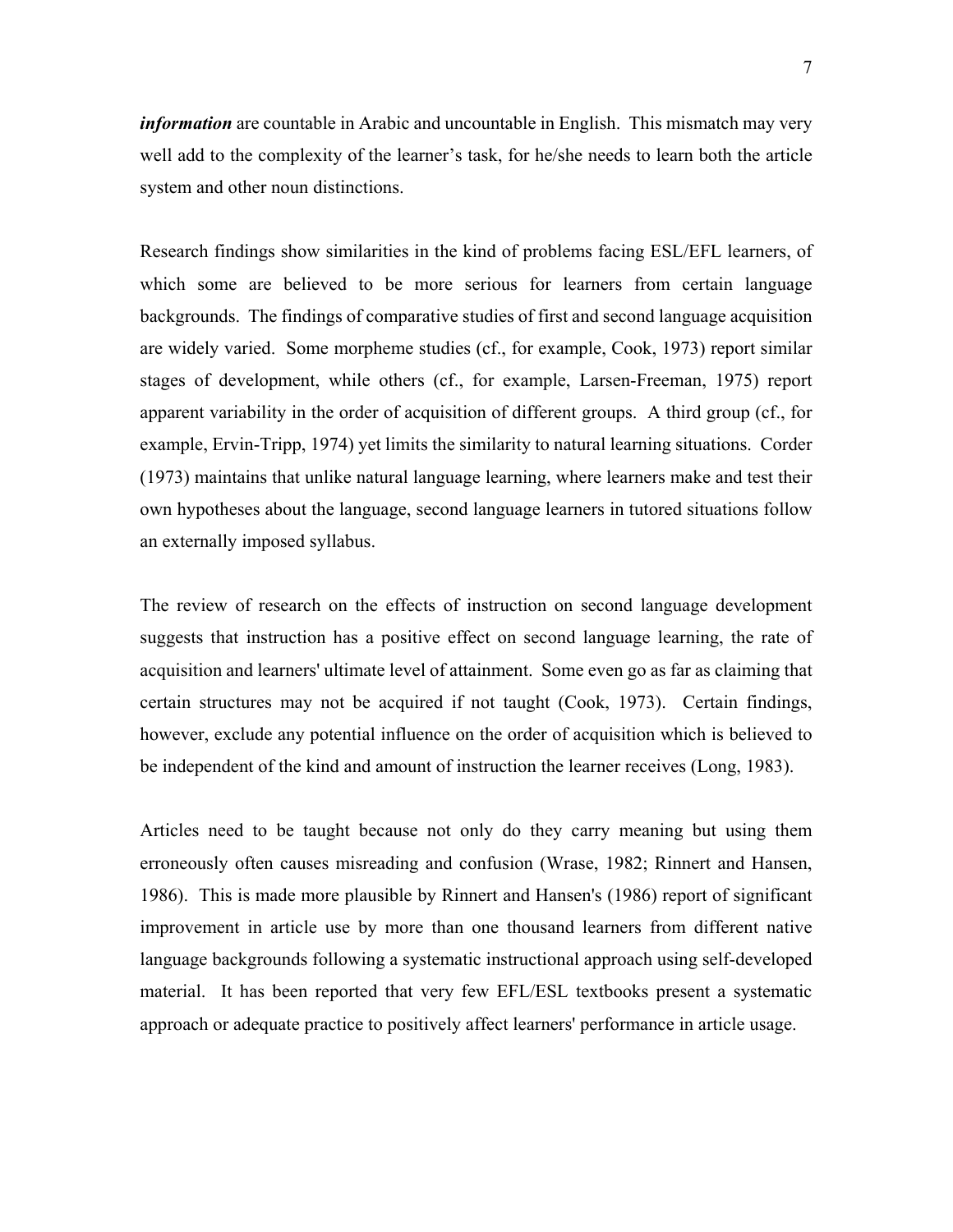***information*** are countable in Arabic and uncountable in English. This mismatch may very well add to the complexity of the learner's task, for he/she needs to learn both the article system and other noun distinctions.

Research findings show similarities in the kind of problems facing ESL/EFL learners, of which some are believed to be more serious for learners from certain language backgrounds. The findings of comparative studies of first and second language acquisition are widely varied. Some morpheme studies (cf., for example, Cook, 1973) report similar stages of development, while others (cf., for example, Larsen-Freeman, 1975) report apparent variability in the order of acquisition of different groups. A third group (cf., for example, Ervin-Tripp, 1974) yet limits the similarity to natural learning situations. Corder (1973) maintains that unlike natural language learning, where learners make and test their own hypotheses about the language, second language learners in tutored situations follow an externally imposed syllabus.

The review of research on the effects of instruction on second language development suggests that instruction has a positive effect on second language learning, the rate of acquisition and learners' ultimate level of attainment. Some even go as far as claiming that certain structures may not be acquired if not taught (Cook, 1973). Certain findings, however, exclude any potential influence on the order of acquisition which is believed to be independent of the kind and amount of instruction the learner receives (Long, 1983).

Articles need to be taught because not only do they carry meaning but using them erroneously often causes misreading and confusion (Wrase, 1982; Rinnert and Hansen, 1986). This is made more plausible by Rinnert and Hansen's (1986) report of significant improvement in article use by more than one thousand learners from different native language backgrounds following a systematic instructional approach using self-developed material. It has been reported that very few EFL/ESL textbooks present a systematic approach or adequate practice to positively affect learners' performance in article usage.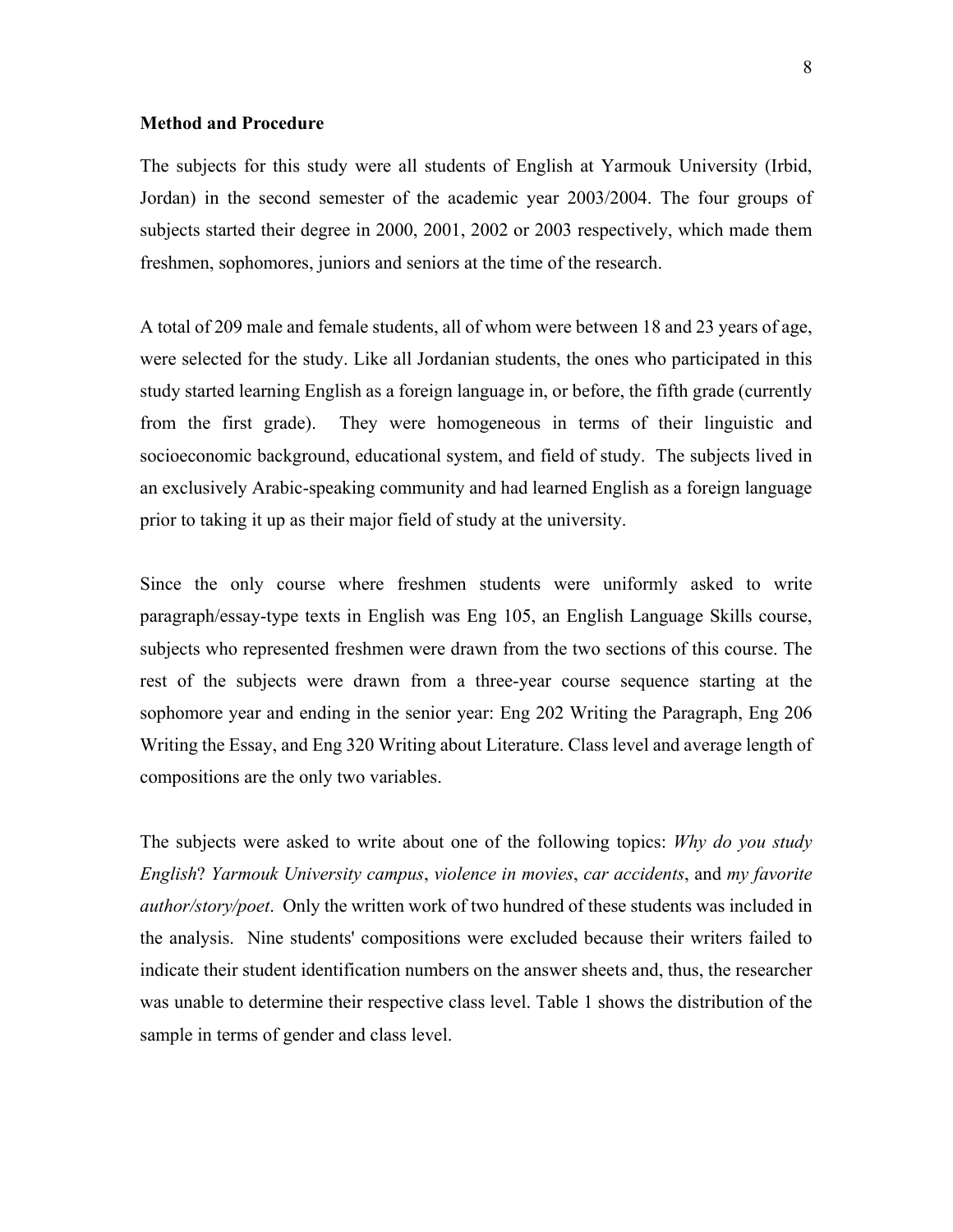**Method and Procedure**

The subjects for this study were all students of English at Yarmouk University (Irbid, Jordan) in the second semester of the academic year 2003/2004. The four groups of subjects started their degree in 2000, 2001, 2002 or 2003 respectively, which made them freshmen, sophomores, juniors and seniors at the time of the research.

A total of 209 male and female students, all of whom were between 18 and 23 years of age, were selected for the study. Like all Jordanian students, the ones who participated in this study started learning English as a foreign language in, or before, the fifth grade (currently from the first grade). They were homogeneous in terms of their linguistic and socioeconomic background, educational system, and field of study. The subjects lived in an exclusively Arabic-speaking community and had learned English as a foreign language prior to taking it up as their major field of study at the university.

Since the only course where freshmen students were uniformly asked to write paragraph/essay-type texts in English was Eng 105, an English Language Skills course, subjects who represented freshmen were drawn from the two sections of this course. The rest of the subjects were drawn from a three-year course sequence starting at the sophomore year and ending in the senior year: Eng 202 Writing the Paragraph, Eng 206 Writing the Essay, and Eng 320 Writing about Literature. Class level and average length of compositions are the only two variables.

The subjects were asked to write about one of the following topics: *Why do you study English*? *Yarmouk University campus*, *violence in movies*, *car accidents*, and *my favorite author/story/poet*. Only the written work of two hundred of these students was included in the analysis. Nine students' compositions were excluded because their writers failed to indicate their student identification numbers on the answer sheets and, thus, the researcher was unable to determine their respective class level. Table 1 shows the distribution of the sample in terms of gender and class level.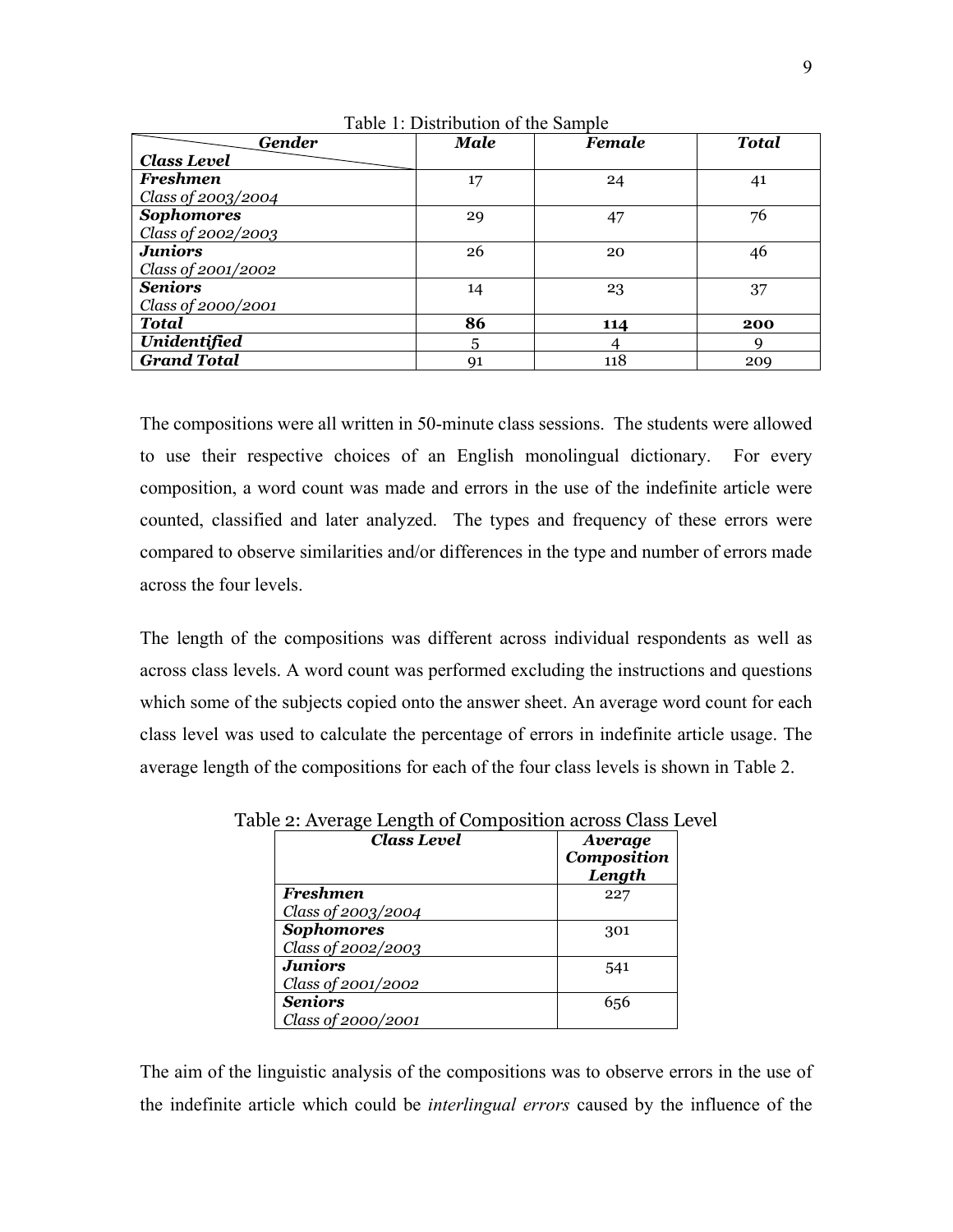Table 1: Distribution of the Sample

| ***Gender*** / ***Class Level*** | ***Male*** | ***Female*** | ***Total*** |
|---|---|---|---|
| ***Freshmen*** *Class of 2003/2004* | 17 | 24 | 41 |
| ***Sophomores*** *Class of 2002/2003* | 29 | 47 | 76 |
| ***Juniors*** *Class of 2001/2002* | 26 | 20 | 46 |
| ***Seniors*** *Class of 2000/2001* | 14 | 23 | 37 |
| ***Total*** | **86** | **114** | **200** |
| ***Unidentified*** | 5 | 4 | 9 |
| ***Grand Total*** | 91 | 118 | 209 |

The compositions were all written in 50-minute class sessions. The students were allowed to use their respective choices of an English monolingual dictionary. For every composition, a word count was made and errors in the use of the indefinite article were counted, classified and later analyzed. The types and frequency of these errors were compared to observe similarities and/or differences in the type and number of errors made across the four levels.

The length of the compositions was different across individual respondents as well as across class levels. A word count was performed excluding the instructions and questions which some of the subjects copied onto the answer sheet. An average word count for each class level was used to calculate the percentage of errors in indefinite article usage. The average length of the compositions for each of the four class levels is shown in Table 2.

Table 2: Average Length of Composition across Class Level

| ***Class Level*** | ***Average Composition Length*** |
|---|---|
| ***Freshmen*** *Class of 2003/2004* | 227 |
| ***Sophomores*** *Class of 2002/2003* | 301 |
| ***Juniors*** *Class of 2001/2002* | 541 |
| ***Seniors*** *Class of 2000/2001* | 656 |

The aim of the linguistic analysis of the compositions was to observe errors in the use of the indefinite article which could be *interlingual errors* caused by the influence of the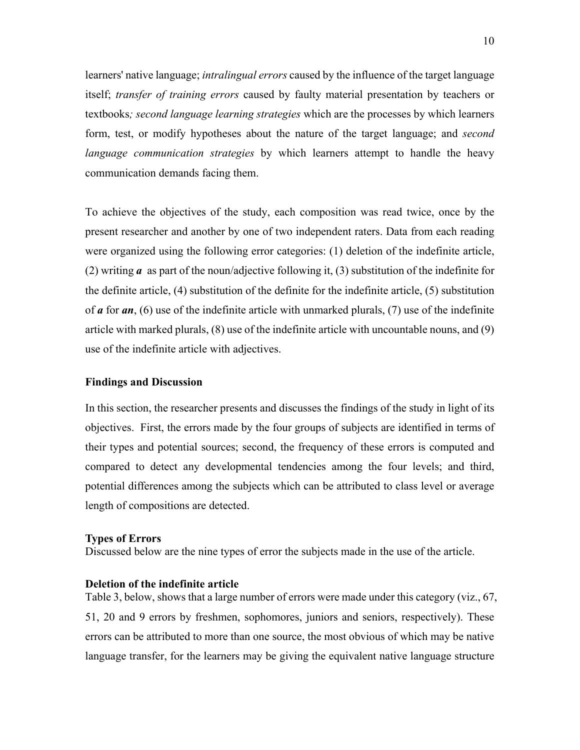learners' native language; *intralingual errors* caused by the influence of the target language itself; *transfer of training errors* caused by faulty material presentation by teachers or textbooks*; second language learning strategies* which are the processes by which learners form, test, or modify hypotheses about the nature of the target language; and *second language communication strategies* by which learners attempt to handle the heavy communication demands facing them.

To achieve the objectives of the study, each composition was read twice, once by the present researcher and another by one of two independent raters. Data from each reading were organized using the following error categories: (1) deletion of the indefinite article, (2) writing ***a*** as part of the noun/adjective following it, (3) substitution of the indefinite for the definite article, (4) substitution of the definite for the indefinite article, (5) substitution of ***a*** for ***an***, (6) use of the indefinite article with unmarked plurals, (7) use of the indefinite article with marked plurals, (8) use of the indefinite article with uncountable nouns, and (9) use of the indefinite article with adjectives.

## Findings and Discussion

In this section, the researcher presents and discusses the findings of the study in light of its objectives. First, the errors made by the four groups of subjects are identified in terms of their types and potential sources; second, the frequency of these errors is computed and compared to detect any developmental tendencies among the four levels; and third, potential differences among the subjects which can be attributed to class level or average length of compositions are detected.

### Types of Errors

Discussed below are the nine types of error the subjects made in the use of the article.

#### Deletion of the indefinite article

Table 3, below, shows that a large number of errors were made under this category (viz., 67, 51, 20 and 9 errors by freshmen, sophomores, juniors and seniors, respectively). These errors can be attributed to more than one source, the most obvious of which may be native language transfer, for the learners may be giving the equivalent native language structure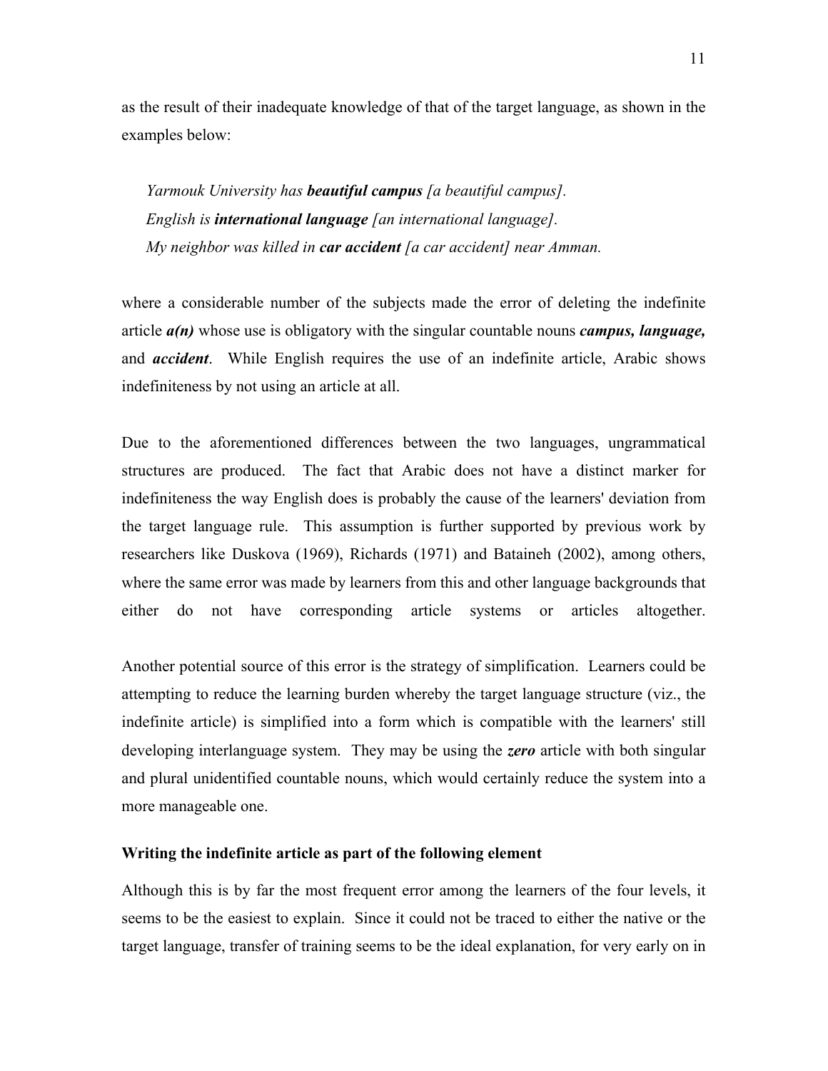as the result of their inadequate knowledge of that of the target language, as shown in the examples below:

> *Yarmouk University has* ***beautiful campus*** *[a beautiful campus].*
> *English is* ***international language*** *[an international language].*
> *My neighbor was killed in* ***car accident*** *[a car accident] near Amman.*

where a considerable number of the subjects made the error of deleting the indefinite article ***a(n)*** whose use is obligatory with the singular countable nouns ***campus, language,*** and ***accident***. While English requires the use of an indefinite article, Arabic shows indefiniteness by not using an article at all.

Due to the aforementioned differences between the two languages, ungrammatical structures are produced. The fact that Arabic does not have a distinct marker for indefiniteness the way English does is probably the cause of the learners' deviation from the target language rule. This assumption is further supported by previous work by researchers like Duskova (1969), Richards (1971) and Bataineh (2002), among others, where the same error was made by learners from this and other language backgrounds that either do not have corresponding article systems or articles altogether.

Another potential source of this error is the strategy of simplification. Learners could be attempting to reduce the learning burden whereby the target language structure (viz., the indefinite article) is simplified into a form which is compatible with the learners' still developing interlanguage system. They may be using the ***zero*** article with both singular and plural unidentified countable nouns, which would certainly reduce the system into a more manageable one.

**Writing the indefinite article as part of the following element**

Although this is by far the most frequent error among the learners of the four levels, it seems to be the easiest to explain. Since it could not be traced to either the native or the target language, transfer of training seems to be the ideal explanation, for very early on in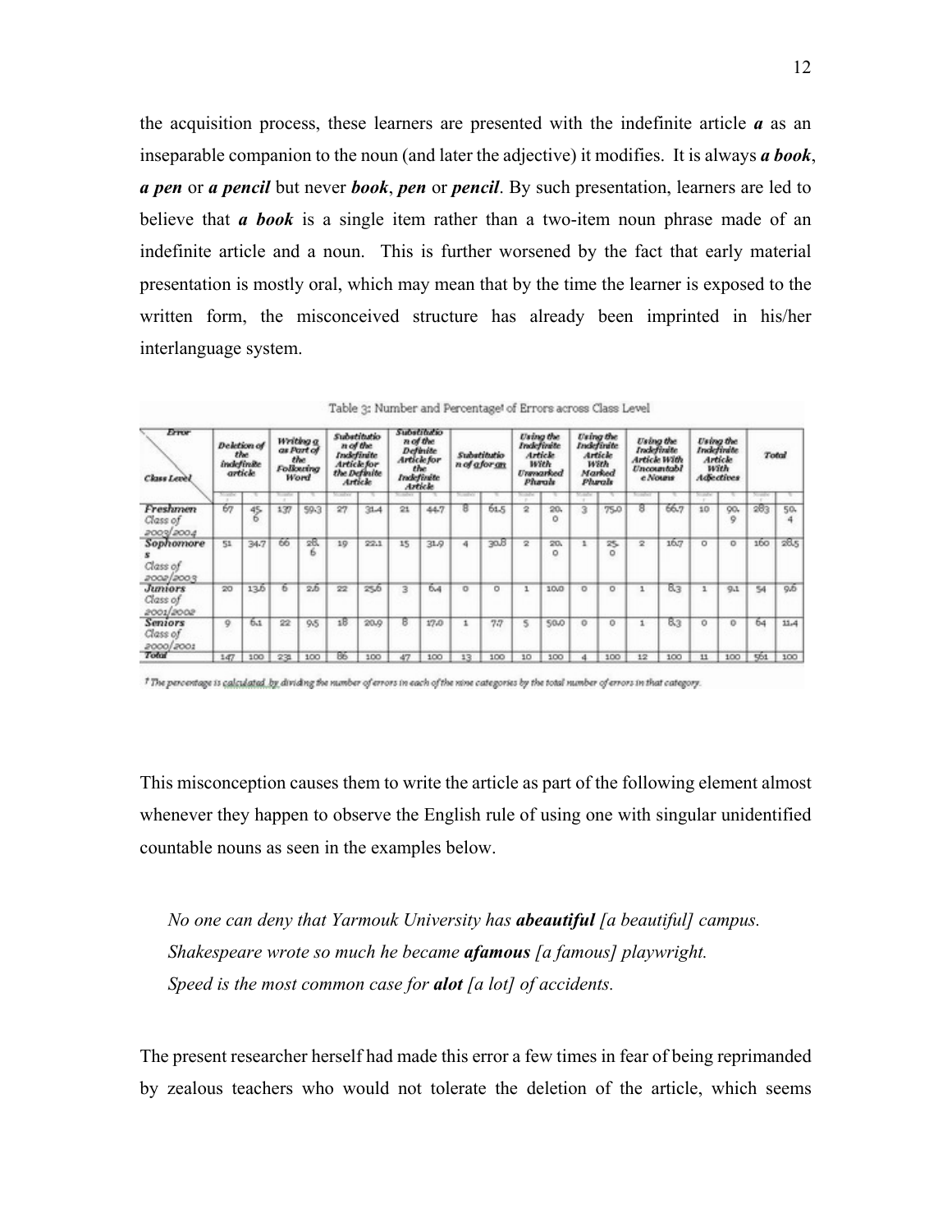the acquisition process, these learners are presented with the indefinite article ***a*** as an inseparable companion to the noun (and later the adjective) it modifies. It is always ***a book***, ***a pen*** or ***a pencil*** but never ***book***, ***pen*** or ***pencil***. By such presentation, learners are led to believe that ***a book*** is a single item rather than a two-item noun phrase made of an indefinite article and a noun. This is further worsened by the fact that early material presentation is mostly oral, which may mean that by the time the learner is exposed to the written form, the misconceived structure has already been imprinted in his/her interlanguage system.

Table 3: Number and Percentage[1] of Errors across Class Level

| Error / Class Level | Deletion of the indefinite article | | Writing a as Part of the Following Word | | Substitution of the Indefinite Article for the Definite Article | | Substitution of the Definite Article for the Indefinite Article | | Substitution of a for an | | Using the Indefinite Article With Unmarked Plurals | | Using the Indefinite Article With Marked Plurals | | Using the Indefinite Article With Uncountable Nouns | | Using the Indefinite Article With Adjectives | | Total | |
|---|---|---|---|---|---|---|---|---|---|---|---|---|---|---|---|---|---|---|---|---|
| | Number | % | Number | % | Number | % | Number | % | Number | % | Number | % | Number | % | Number | % | Number | % | Number | % |
| Freshmen Class of 2003/2004 | 67 | 45.6 | 137 | 59.3 | 27 | 31.4 | 21 | 44.7 | 8 | 61.5 | 2 | 20.0 | 3 | 75.0 | 8 | 66.7 | 10 | 90.9 | 283 | 50.4 |
| Sophomores Class of 2002/2003 | 51 | 34.7 | 66 | 28.6 | 19 | 22.1 | 15 | 31.9 | 4 | 30.8 | 2 | 20.0 | 1 | 25.0 | 2 | 16.7 | 0 | 0 | 160 | 28.5 |
| Juniors Class of 2001/2002 | 20 | 13.6 | 6 | 2.6 | 22 | 25.6 | 3 | 6.4 | 0 | 0 | 1 | 10.0 | 0 | 0 | 1 | 8.3 | 1 | 9.1 | 54 | 9.6 |
| Seniors Class of 2000/2001 | 9 | 6.1 | 22 | 9.5 | 18 | 20.9 | 8 | 17.0 | 1 | 7.7 | 5 | 50.0 | 0 | 0 | 1 | 8.3 | 0 | 0 | 64 | 11.4 |
| Total | 147 | 100 | 231 | 100 | 86 | 100 | 47 | 100 | 13 | 100 | 10 | 100 | 4 | 100 | 12 | 100 | 11 | 100 | 561 | 100 |

[1] The percentage is calculated by dividing the number of errors in each of the nine categories by the total number of errors in that category.

This misconception causes them to write the article as part of the following element almost whenever they happen to observe the English rule of using one with singular unidentified countable nouns as seen in the examples below.

*No one can deny that Yarmouk University has* ***abeautiful*** *[a beautiful] campus.*
*Shakespeare wrote so much he became* ***afamous*** *[a famous] playwright.*
*Speed is the most common case for* ***alot*** *[a lot] of accidents.*

The present researcher herself had made this error a few times in fear of being reprimanded by zealous teachers who would not tolerate the deletion of the article, which seems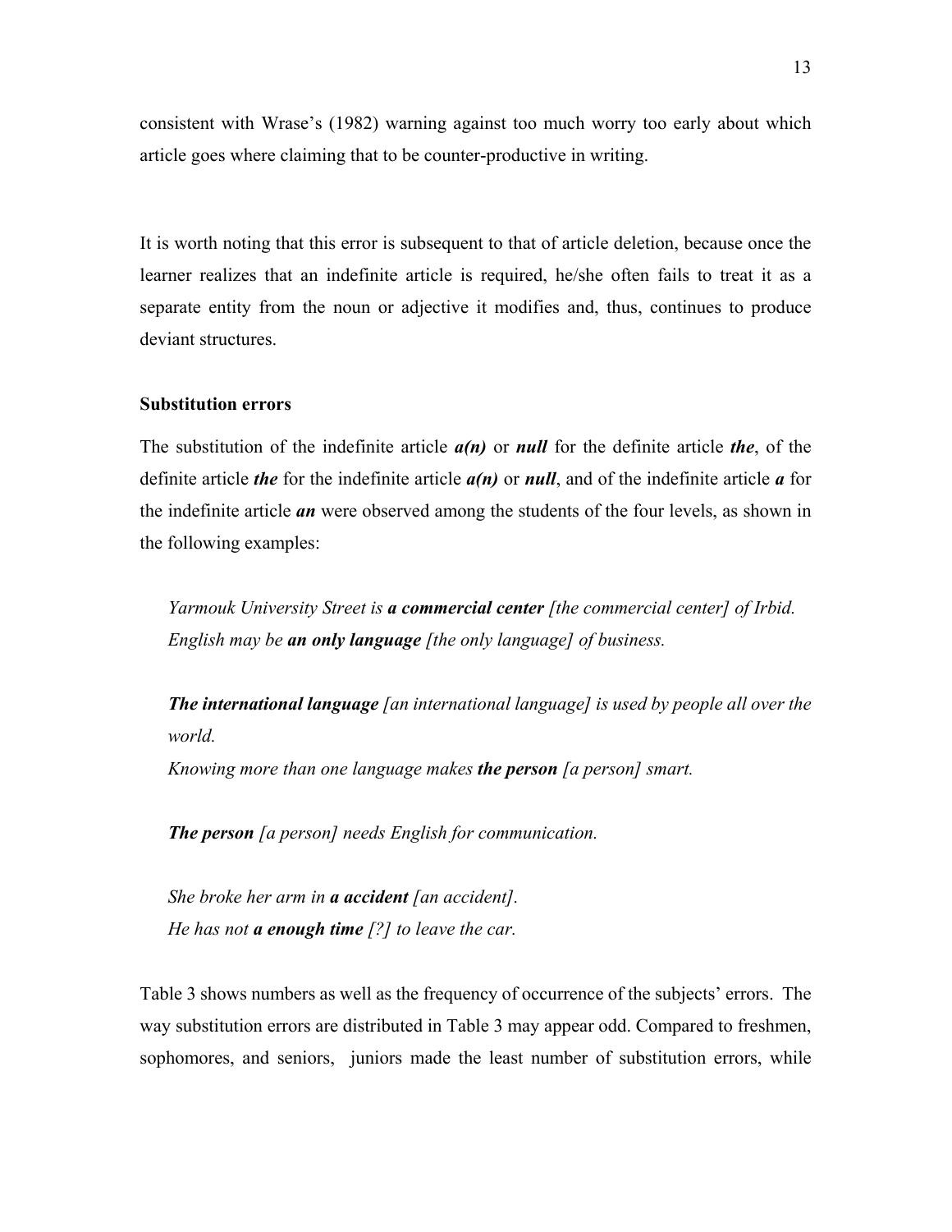consistent with Wrase's (1982) warning against too much worry too early about which article goes where claiming that to be counter-productive in writing.

It is worth noting that this error is subsequent to that of article deletion, because once the learner realizes that an indefinite article is required, he/she often fails to treat it as a separate entity from the noun or adjective it modifies and, thus, continues to produce deviant structures.

### Substitution errors

The substitution of the indefinite article ***a(n)*** or ***null*** for the definite article ***the***, of the definite article ***the*** for the indefinite article ***a(n)*** or ***null***, and of the indefinite article ***a*** for the indefinite article ***an*** were observed among the students of the four levels, as shown in the following examples:

> *Yarmouk University Street is **a commercial center** [the commercial center] of Irbid.*
> *English may be **an only language** [the only language] of business.*
>
> ***The international language** [an international language] is used by people all over the world.*
> *Knowing more than one language makes **the person** [a person] smart.*
>
> ***The person** [a person] needs English for communication.*
>
> *She broke her arm in **a accident** [an accident].*
> *He has not **a enough time** [?] to leave the car.*

Table 3 shows numbers as well as the frequency of occurrence of the subjects' errors. The way substitution errors are distributed in Table 3 may appear odd. Compared to freshmen, sophomores, and seniors, juniors made the least number of substitution errors, while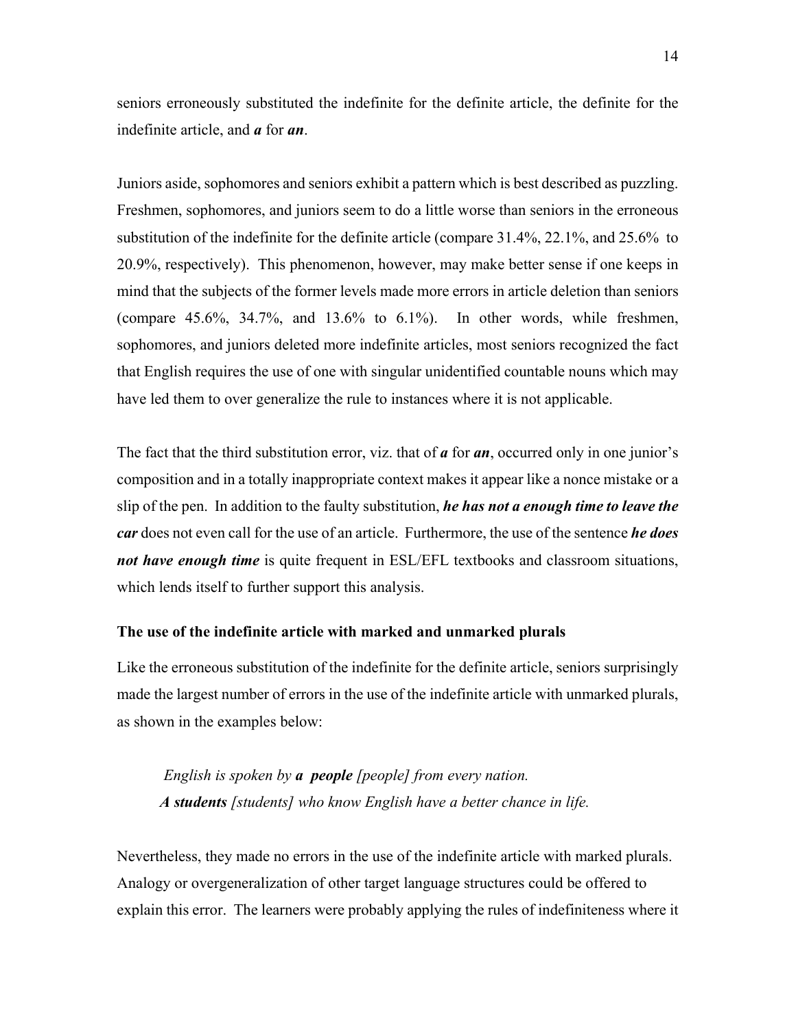seniors erroneously substituted the indefinite for the definite article, the definite for the indefinite article, and ***a*** for ***an***.

Juniors aside, sophomores and seniors exhibit a pattern which is best described as puzzling. Freshmen, sophomores, and juniors seem to do a little worse than seniors in the erroneous substitution of the indefinite for the definite article (compare 31.4%, 22.1%, and 25.6% to 20.9%, respectively). This phenomenon, however, may make better sense if one keeps in mind that the subjects of the former levels made more errors in article deletion than seniors (compare 45.6%, 34.7%, and 13.6% to 6.1%). In other words, while freshmen, sophomores, and juniors deleted more indefinite articles, most seniors recognized the fact that English requires the use of one with singular unidentified countable nouns which may have led them to over generalize the rule to instances where it is not applicable.

The fact that the third substitution error, viz. that of ***a*** for ***an***, occurred only in one junior's composition and in a totally inappropriate context makes it appear like a nonce mistake or a slip of the pen. In addition to the faulty substitution, ***he has not a enough time to leave the car*** does not even call for the use of an article. Furthermore, the use of the sentence ***he does not have enough time*** is quite frequent in ESL/EFL textbooks and classroom situations, which lends itself to further support this analysis.

**The use of the indefinite article with marked and unmarked plurals**

Like the erroneous substitution of the indefinite for the definite article, seniors surprisingly made the largest number of errors in the use of the indefinite article with unmarked plurals, as shown in the examples below:

> *English is spoken by **a people** [people] from every nation.*
> ***A students** [students] who know English have a better chance in life.*

Nevertheless, they made no errors in the use of the indefinite article with marked plurals. Analogy or overgeneralization of other target language structures could be offered to explain this error. The learners were probably applying the rules of indefiniteness where it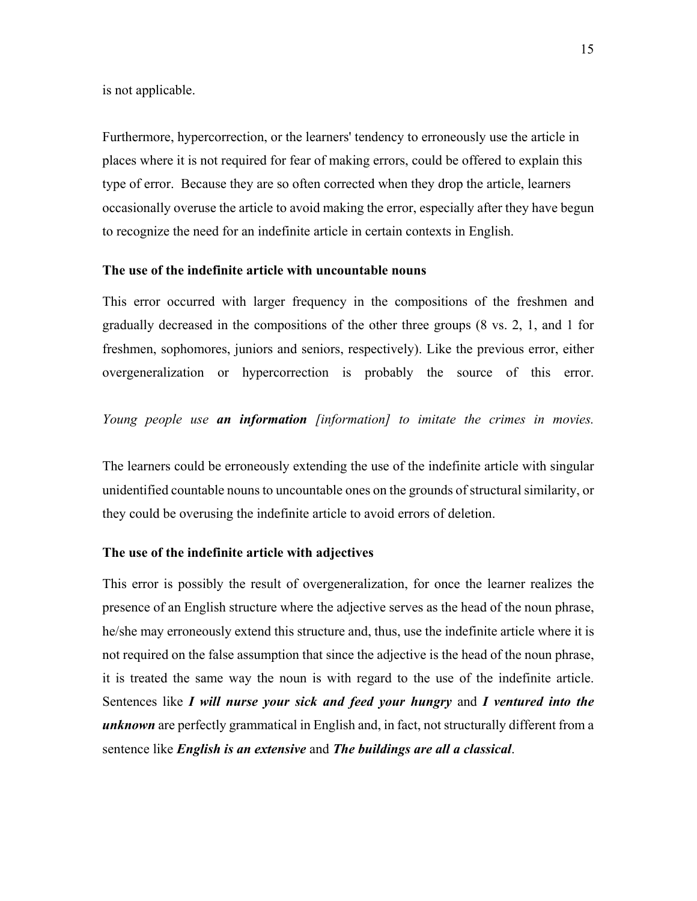is not applicable.

Furthermore, hypercorrection, or the learners' tendency to erroneously use the article in places where it is not required for fear of making errors, could be offered to explain this type of error. Because they are so often corrected when they drop the article, learners occasionally overuse the article to avoid making the error, especially after they have begun to recognize the need for an indefinite article in certain contexts in English.

### The use of the indefinite article with uncountable nouns

This error occurred with larger frequency in the compositions of the freshmen and gradually decreased in the compositions of the other three groups (8 vs. 2, 1, and 1 for freshmen, sophomores, juniors and seniors, respectively). Like the previous error, either overgeneralization or hypercorrection is probably the source of this error.

*Young people use **an information** [information] to imitate the crimes in movies.*

The learners could be erroneously extending the use of the indefinite article with singular unidentified countable nouns to uncountable ones on the grounds of structural similarity, or they could be overusing the indefinite article to avoid errors of deletion.

### The use of the indefinite article with adjectives

This error is possibly the result of overgeneralization, for once the learner realizes the presence of an English structure where the adjective serves as the head of the noun phrase, he/she may erroneously extend this structure and, thus, use the indefinite article where it is not required on the false assumption that since the adjective is the head of the noun phrase, it is treated the same way the noun is with regard to the use of the indefinite article. Sentences like ***I will nurse your sick and feed your hungry*** and ***I ventured into the unknown*** are perfectly grammatical in English and, in fact, not structurally different from a sentence like ***English is an extensive*** and ***The buildings are all a classical***.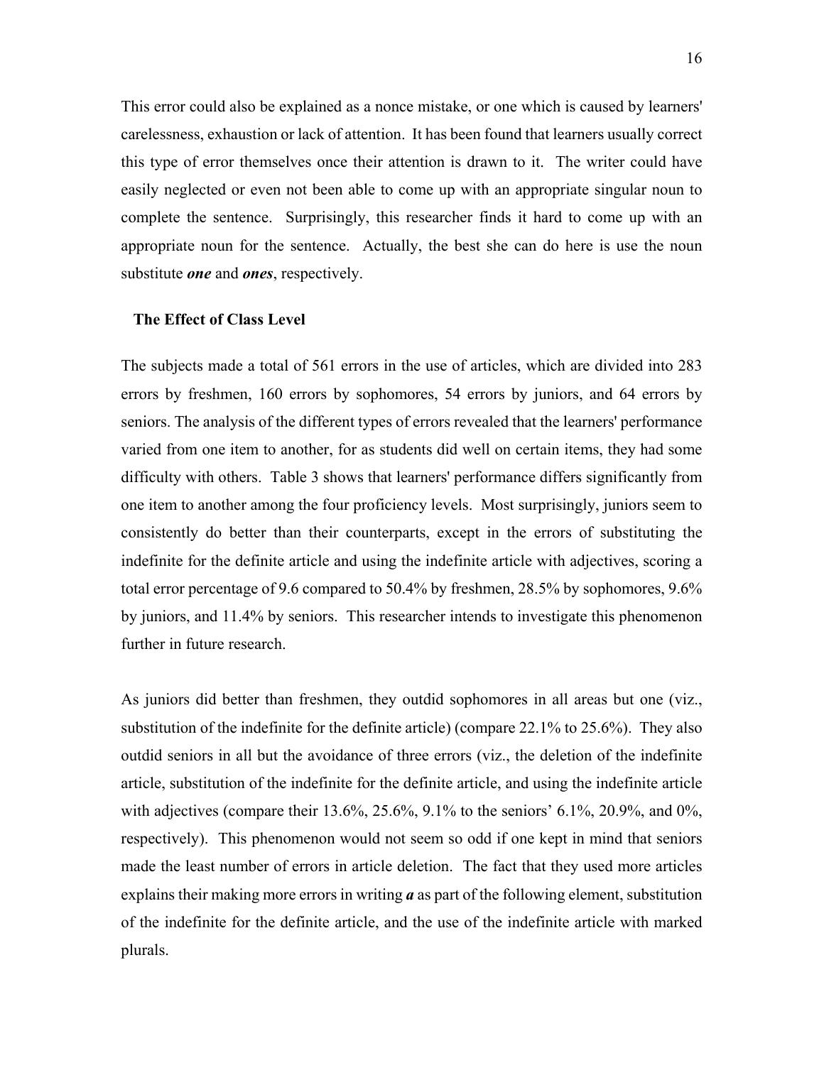This error could also be explained as a nonce mistake, or one which is caused by learners' carelessness, exhaustion or lack of attention. It has been found that learners usually correct this type of error themselves once their attention is drawn to it. The writer could have easily neglected or even not been able to come up with an appropriate singular noun to complete the sentence. Surprisingly, this researcher finds it hard to come up with an appropriate noun for the sentence. Actually, the best she can do here is use the noun substitute ***one*** and ***ones***, respectively.

### The Effect of Class Level

The subjects made a total of 561 errors in the use of articles, which are divided into 283 errors by freshmen, 160 errors by sophomores, 54 errors by juniors, and 64 errors by seniors. The analysis of the different types of errors revealed that the learners' performance varied from one item to another, for as students did well on certain items, they had some difficulty with others. Table 3 shows that learners' performance differs significantly from one item to another among the four proficiency levels. Most surprisingly, juniors seem to consistently do better than their counterparts, except in the errors of substituting the indefinite for the definite article and using the indefinite article with adjectives, scoring a total error percentage of 9.6 compared to 50.4% by freshmen, 28.5% by sophomores, 9.6% by juniors, and 11.4% by seniors. This researcher intends to investigate this phenomenon further in future research.

As juniors did better than freshmen, they outdid sophomores in all areas but one (viz., substitution of the indefinite for the definite article) (compare 22.1% to 25.6%). They also outdid seniors in all but the avoidance of three errors (viz., the deletion of the indefinite article, substitution of the indefinite for the definite article, and using the indefinite article with adjectives (compare their 13.6%, 25.6%, 9.1% to the seniors' 6.1%, 20.9%, and 0%, respectively). This phenomenon would not seem so odd if one kept in mind that seniors made the least number of errors in article deletion. The fact that they used more articles explains their making more errors in writing ***a*** as part of the following element, substitution of the indefinite for the definite article, and the use of the indefinite article with marked plurals.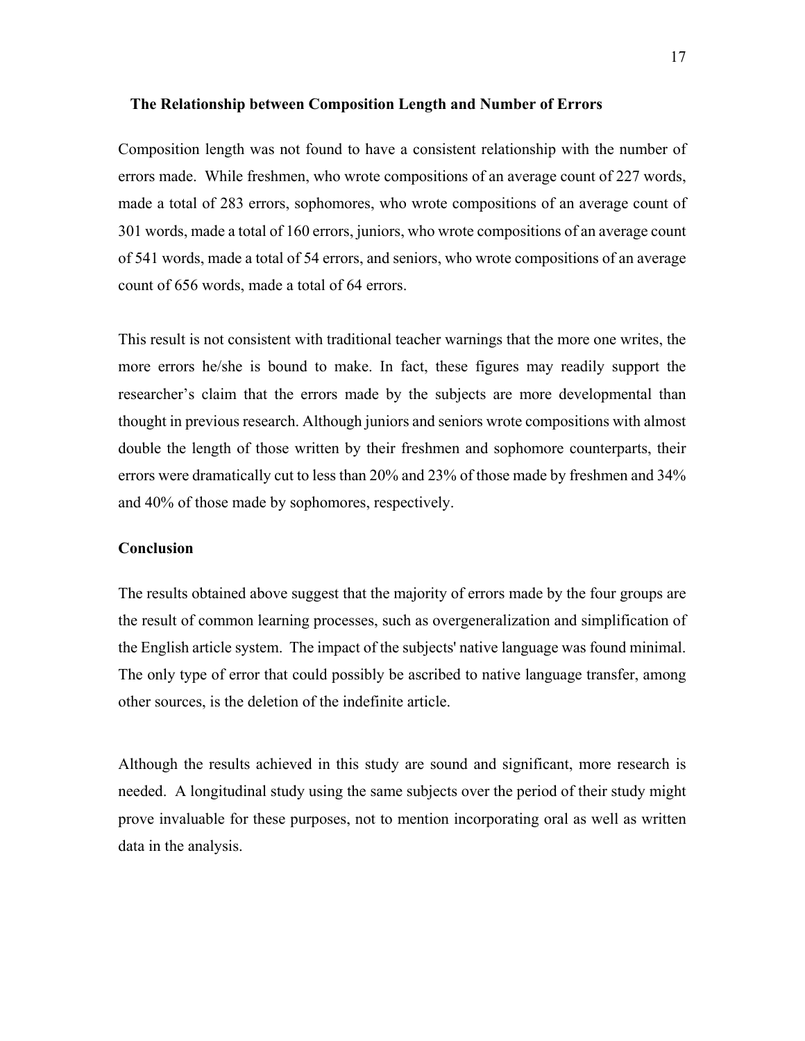## The Relationship between Composition Length and Number of Errors

Composition length was not found to have a consistent relationship with the number of errors made. While freshmen, who wrote compositions of an average count of 227 words, made a total of 283 errors, sophomores, who wrote compositions of an average count of 301 words, made a total of 160 errors, juniors, who wrote compositions of an average count of 541 words, made a total of 54 errors, and seniors, who wrote compositions of an average count of 656 words, made a total of 64 errors.

This result is not consistent with traditional teacher warnings that the more one writes, the more errors he/she is bound to make. In fact, these figures may readily support the researcher's claim that the errors made by the subjects are more developmental than thought in previous research. Although juniors and seniors wrote compositions with almost double the length of those written by their freshmen and sophomore counterparts, their errors were dramatically cut to less than 20% and 23% of those made by freshmen and 34% and 40% of those made by sophomores, respectively.

## Conclusion

The results obtained above suggest that the majority of errors made by the four groups are the result of common learning processes, such as overgeneralization and simplification of the English article system. The impact of the subjects' native language was found minimal. The only type of error that could possibly be ascribed to native language transfer, among other sources, is the deletion of the indefinite article.

Although the results achieved in this study are sound and significant, more research is needed. A longitudinal study using the same subjects over the period of their study might prove invaluable for these purposes, not to mention incorporating oral as well as written data in the analysis.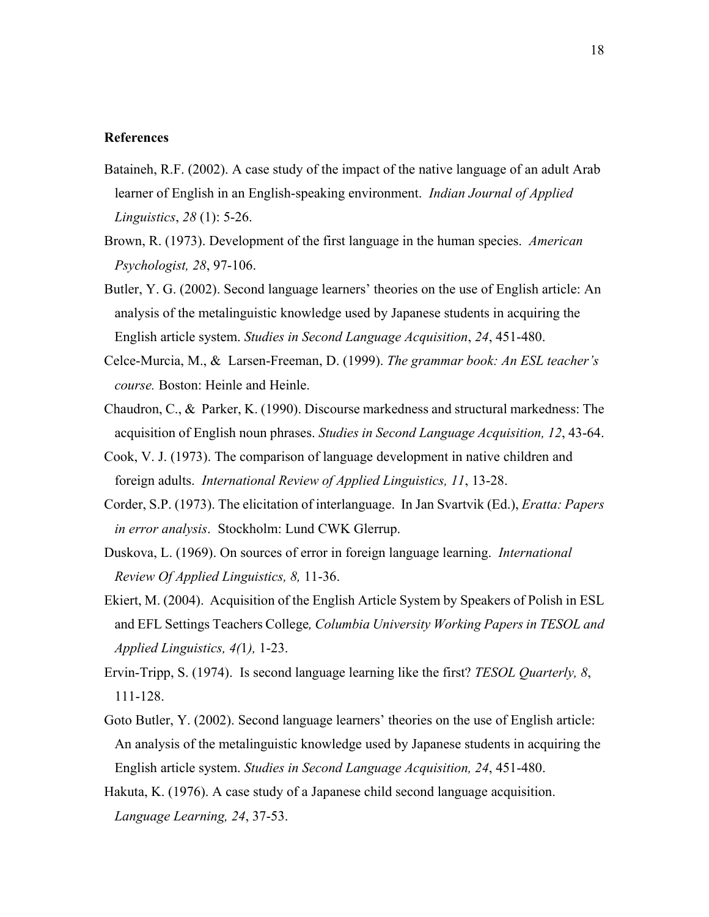## References

Bataineh, R.F. (2002). A case study of the impact of the native language of an adult Arab learner of English in an English-speaking environment. *Indian Journal of Applied Linguistics*, *28* (1): 5-26.

Brown, R. (1973). Development of the first language in the human species. *American Psychologist, 28*, 97-106.

Butler, Y. G. (2002). Second language learners' theories on the use of English article: An analysis of the metalinguistic knowledge used by Japanese students in acquiring the English article system. *Studies in Second Language Acquisition*, *24*, 451-480.

Celce-Murcia, M., & Larsen-Freeman, D. (1999). *The grammar book: An ESL teacher's course.* Boston: Heinle and Heinle.

Chaudron, C., & Parker, K. (1990). Discourse markedness and structural markedness: The acquisition of English noun phrases. *Studies in Second Language Acquisition, 12*, 43-64.

Cook, V. J. (1973). The comparison of language development in native children and foreign adults. *International Review of Applied Linguistics, 11*, 13-28.

Corder, S.P. (1973). The elicitation of interlanguage. In Jan Svartvik (Ed.), *Eratta: Papers in error analysis*. Stockholm: Lund CWK Glerrup.

Duskova, L. (1969). On sources of error in foreign language learning. *International Review Of Applied Linguistics, 8,* 11-36.

Ekiert, M. (2004). Acquisition of the English Article System by Speakers of Polish in ESL and EFL Settings Teachers College*, Columbia University Working Papers in TESOL and Applied Linguistics, 4(*1*),* 1-23.

Ervin-Tripp, S. (1974). Is second language learning like the first? *TESOL Quarterly, 8*, 111-128.

Goto Butler, Y. (2002). Second language learners' theories on the use of English article: An analysis of the metalinguistic knowledge used by Japanese students in acquiring the English article system. *Studies in Second Language Acquisition, 24*, 451-480.

Hakuta, K. (1976). A case study of a Japanese child second language acquisition. *Language Learning, 24*, 37-53.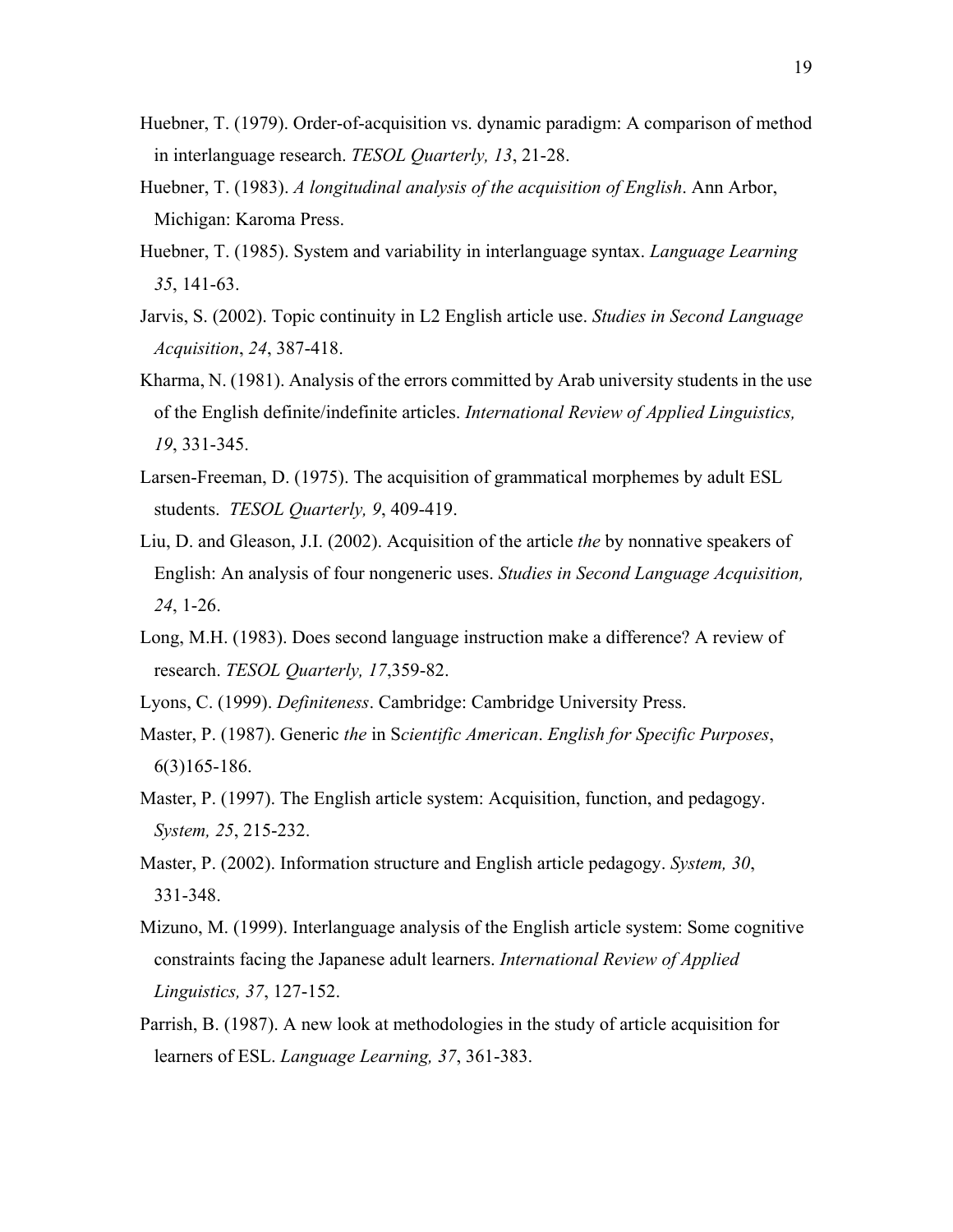Huebner, T. (1979). Order-of-acquisition vs. dynamic paradigm: A comparison of method in interlanguage research. *TESOL Quarterly, 13*, 21-28.

Huebner, T. (1983). *A longitudinal analysis of the acquisition of English*. Ann Arbor, Michigan: Karoma Press.

Huebner, T. (1985). System and variability in interlanguage syntax. *Language Learning 35*, 141-63.

Jarvis, S. (2002). Topic continuity in L2 English article use. *Studies in Second Language Acquisition*, *24*, 387-418.

Kharma, N. (1981). Analysis of the errors committed by Arab university students in the use of the English definite/indefinite articles. *International Review of Applied Linguistics, 19*, 331-345.

Larsen-Freeman, D. (1975). The acquisition of grammatical morphemes by adult ESL students. *TESOL Quarterly, 9*, 409-419.

Liu, D. and Gleason, J.I. (2002). Acquisition of the article *the* by nonnative speakers of English: An analysis of four nongeneric uses. *Studies in Second Language Acquisition, 24*, 1-26.

Long, M.H. (1983). Does second language instruction make a difference? A review of research. *TESOL Quarterly, 17*,359-82.

Lyons, C. (1999). *Definiteness*. Cambridge: Cambridge University Press.

Master, P. (1987). Generic *the* in S*cientific American*. *English for Specific Purposes*, 6(3)165-186.

Master, P. (1997). The English article system: Acquisition, function, and pedagogy. *System, 25*, 215-232.

Master, P. (2002). Information structure and English article pedagogy. *System, 30*, 331-348.

Mizuno, M. (1999). Interlanguage analysis of the English article system: Some cognitive constraints facing the Japanese adult learners. *International Review of Applied Linguistics, 37*, 127-152.

Parrish, B. (1987). A new look at methodologies in the study of article acquisition for learners of ESL. *Language Learning, 37*, 361-383.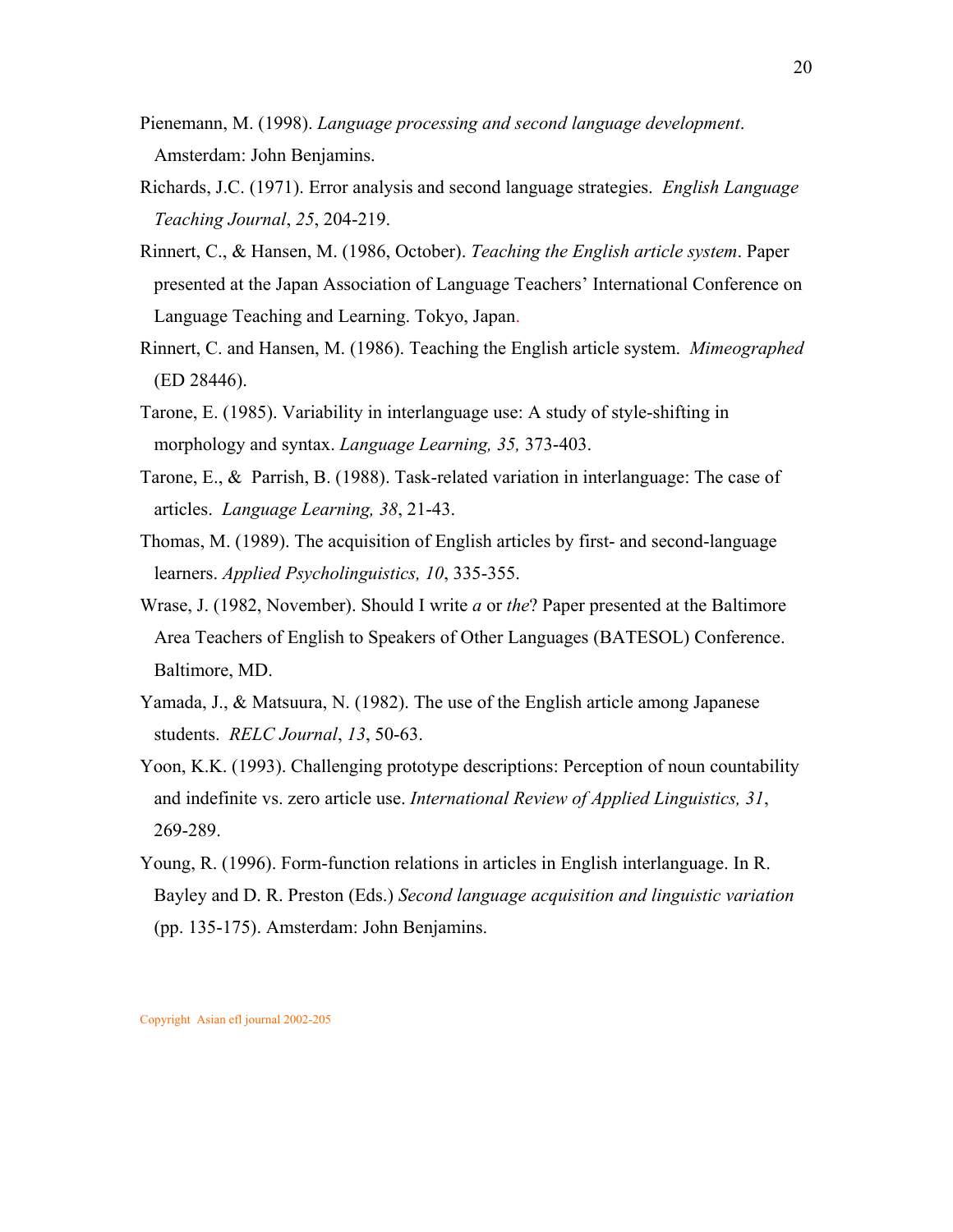Pienemann, M. (1998). *Language processing and second language development*. Amsterdam: John Benjamins.

Richards, J.C. (1971). Error analysis and second language strategies. *English Language Teaching Journal*, *25*, 204-219.

Rinnert, C., & Hansen, M. (1986, October). *Teaching the English article system*. Paper presented at the Japan Association of Language Teachers' International Conference on Language Teaching and Learning. Tokyo, Japan.

Rinnert, C. and Hansen, M. (1986). Teaching the English article system. *Mimeographed* (ED 28446).

Tarone, E. (1985). Variability in interlanguage use: A study of style-shifting in morphology and syntax. *Language Learning, 35,* 373-403.

Tarone, E., & Parrish, B. (1988). Task-related variation in interlanguage: The case of articles. *Language Learning, 38*, 21-43.

Thomas, M. (1989). The acquisition of English articles by first- and second-language learners. *Applied Psycholinguistics, 10*, 335-355.

Wrase, J. (1982, November). Should I write *a* or *the*? Paper presented at the Baltimore Area Teachers of English to Speakers of Other Languages (BATESOL) Conference. Baltimore, MD.

Yamada, J., & Matsuura, N. (1982). The use of the English article among Japanese students. *RELC Journal*, *13*, 50-63.

Yoon, K.K. (1993). Challenging prototype descriptions: Perception of noun countability and indefinite vs. zero article use. *International Review of Applied Linguistics, 31*, 269-289.

Young, R. (1996). Form-function relations in articles in English interlanguage. In R. Bayley and D. R. Preston (Eds.) *Second language acquisition and linguistic variation* (pp. 135-175). Amsterdam: John Benjamins.